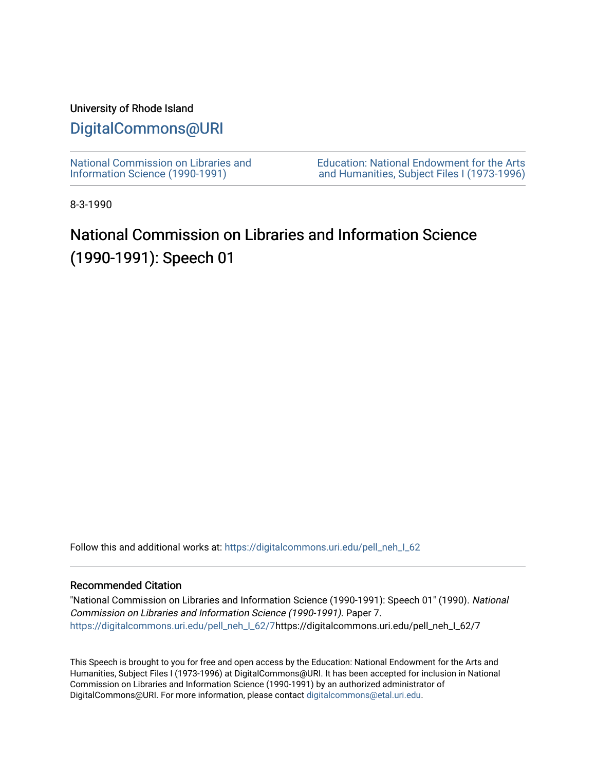University of Rhode Island

# DigitalCommons@URI

National Commission on Libraries and Information Science (1990-1991)

Education: National Endowment for the Arts and Humanities, Subject Files I (1973-1996)

8-3-1990

## National Commission on Libraries and Information Science (1990-1991): Speech 01

Follow this and additional works at: https://digitalcommons.uri.edu/pell_neh_I_62

### Recommended Citation

"National Commission on Libraries and Information Science (1990-1991): Speech 01" (1990). *National Commission on Libraries and Information Science (1990-1991).* Paper 7.
https://digitalcommons.uri.edu/pell_neh_I_62/7https://digitalcommons.uri.edu/pell_neh_I_62/7

This Speech is brought to you for free and open access by the Education: National Endowment for the Arts and Humanities, Subject Files I (1973-1996) at DigitalCommons@URI. It has been accepted for inclusion in National Commission on Libraries and Information Science (1990-1991) by an authorized administrator of DigitalCommons@URI. For more information, please contact digitalcommons@etal.uri.edu.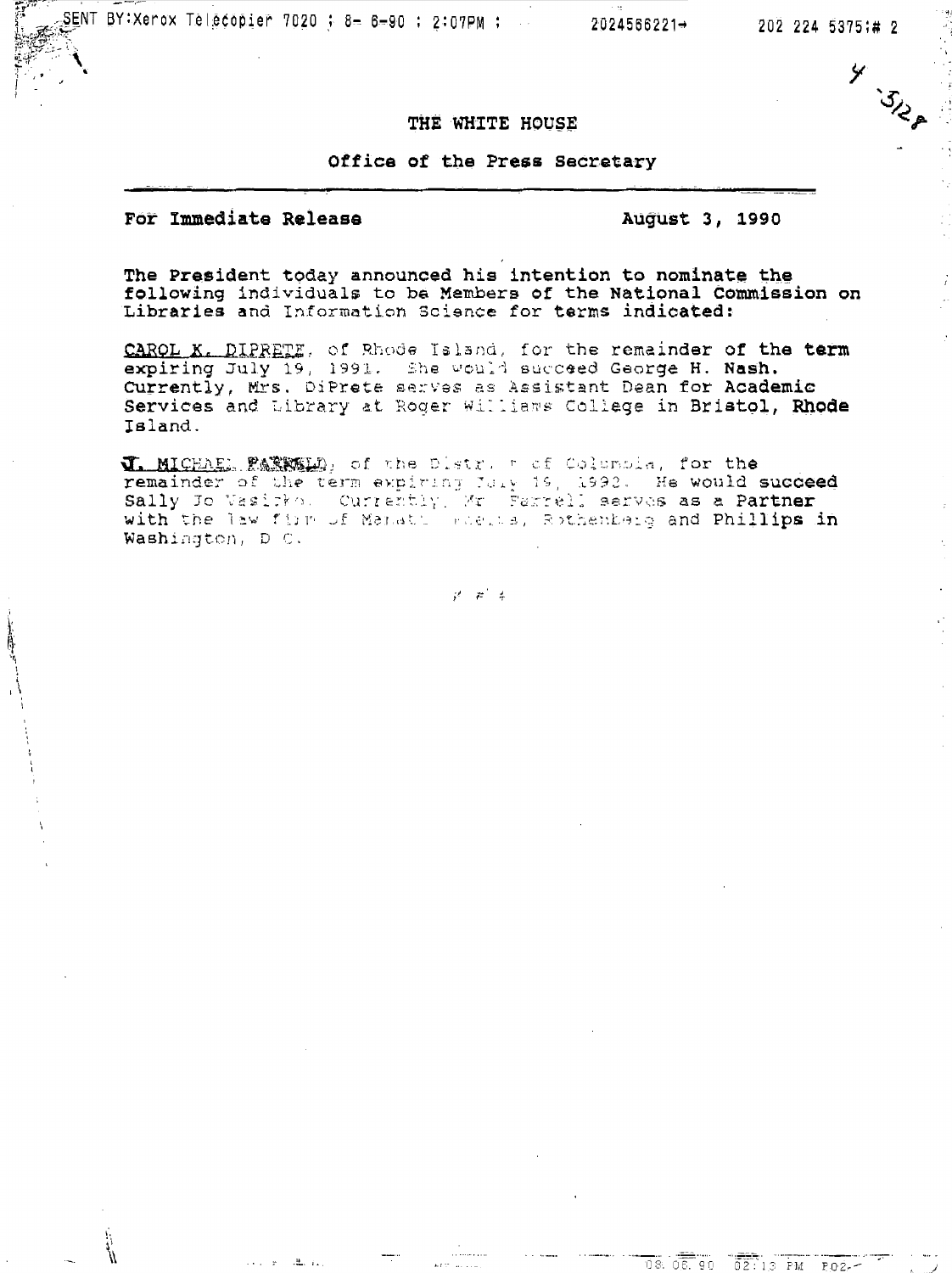# THE WHITE HOUSE

## Office of the Press Secretary

**For Immediate Release** **August 3, 1990**

The President today announced his intention to nominate the following individuals to be Members of the National Commission on Libraries and Information Science for terms indicated:

CAROL K. DIPRETE, of Rhode Island, for the remainder of the term expiring July 19, 1991. She would succeed George H. Nash. Currently, Mrs. DiPrete serves as Assistant Dean for Academic Services and Library at Roger Williams College in Bristol, Rhode Island.

J. MICHAEL FARRELL, of the District of Columbia, for the remainder of the term expiring July 19, 1992. He would succeed Sally Jo Vasicko. Currently, Mr. Farrell serves as a Partner with the law firm of Manatt, Phelps, Rothenberg and Phillips in Washington, D.C.

\# \# \#